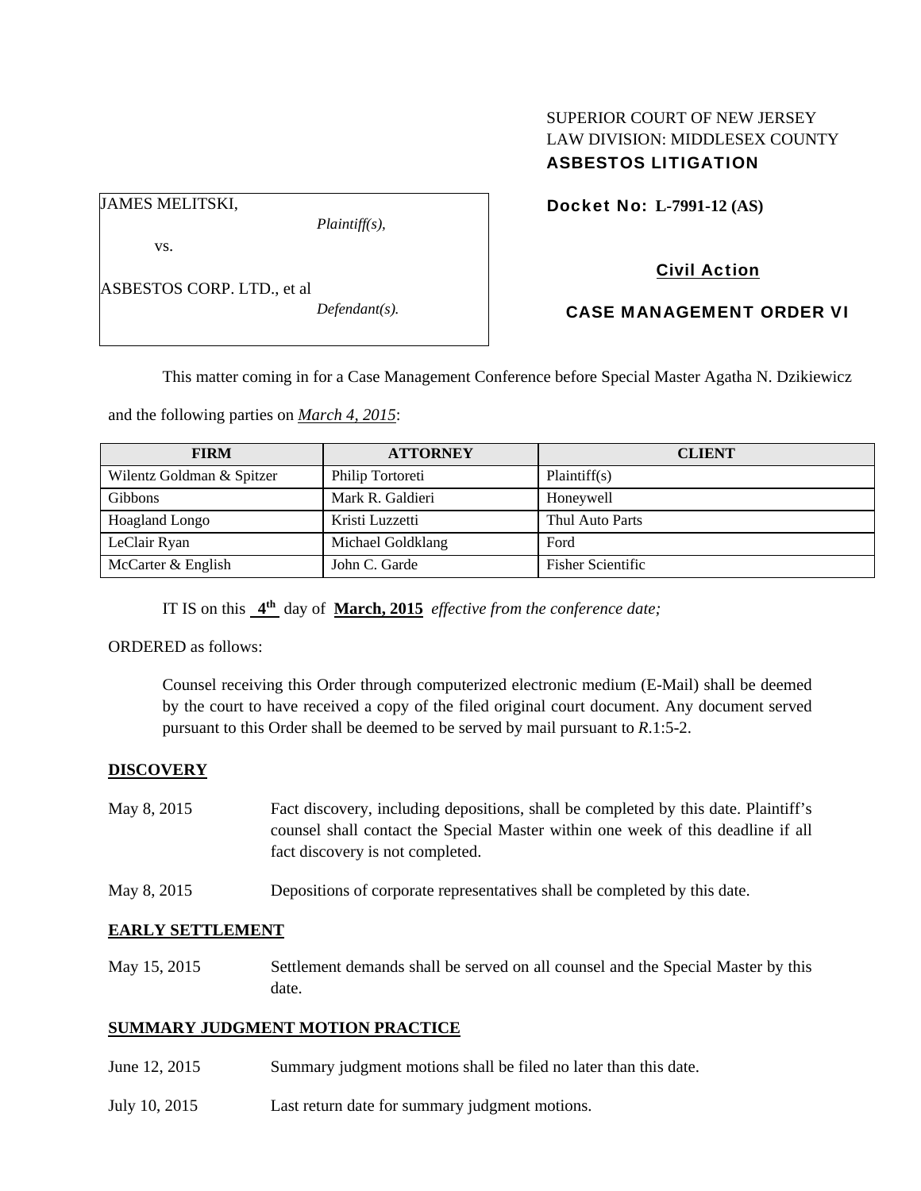SUPERIOR COURT OF NEW JERSEY
LAW DIVISION: MIDDLESEX COUNTY
**ASBESTOS LITIGATION**

| JAMES MELITSKI, *Plaintiff(s),* vs. ASBESTOS CORP. LTD., et al *Defendant(s).* |
|---|

**Docket No: L-7991-12 (AS)**

**Civil Action**

**CASE MANAGEMENT ORDER VI**

This matter coming in for a Case Management Conference before Special Master Agatha N. Dzikiewicz and the following parties on *March 4, 2015*:

| FIRM | ATTORNEY | CLIENT |
|---|---|---|
| Wilentz Goldman & Spitzer | Philip Tortoreti | Plaintiff(s) |
| Gibbons | Mark R. Galdieri | Honeywell |
| Hoagland Longo | Kristi Luzzetti | Thul Auto Parts |
| LeClair Ryan | Michael Goldklang | Ford |
| McCarter & English | John C. Garde | Fisher Scientific |

IT IS on this **4th** day of **March, 2015** *effective from the conference date;*

ORDERED as follows:

Counsel receiving this Order through computerized electronic medium (E-Mail) shall be deemed by the court to have received a copy of the filed original court document. Any document served pursuant to this Order shall be deemed to be served by mail pursuant to *R*.1:5-2.

**DISCOVERY**

May 8, 2015 — Fact discovery, including depositions, shall be completed by this date. Plaintiff's counsel shall contact the Special Master within one week of this deadline if all fact discovery is not completed.

May 8, 2015 — Depositions of corporate representatives shall be completed by this date.

**EARLY SETTLEMENT**

May 15, 2015 — Settlement demands shall be served on all counsel and the Special Master by this date.

**SUMMARY JUDGMENT MOTION PRACTICE**

June 12, 2015 — Summary judgment motions shall be filed no later than this date.

July 10, 2015 — Last return date for summary judgment motions.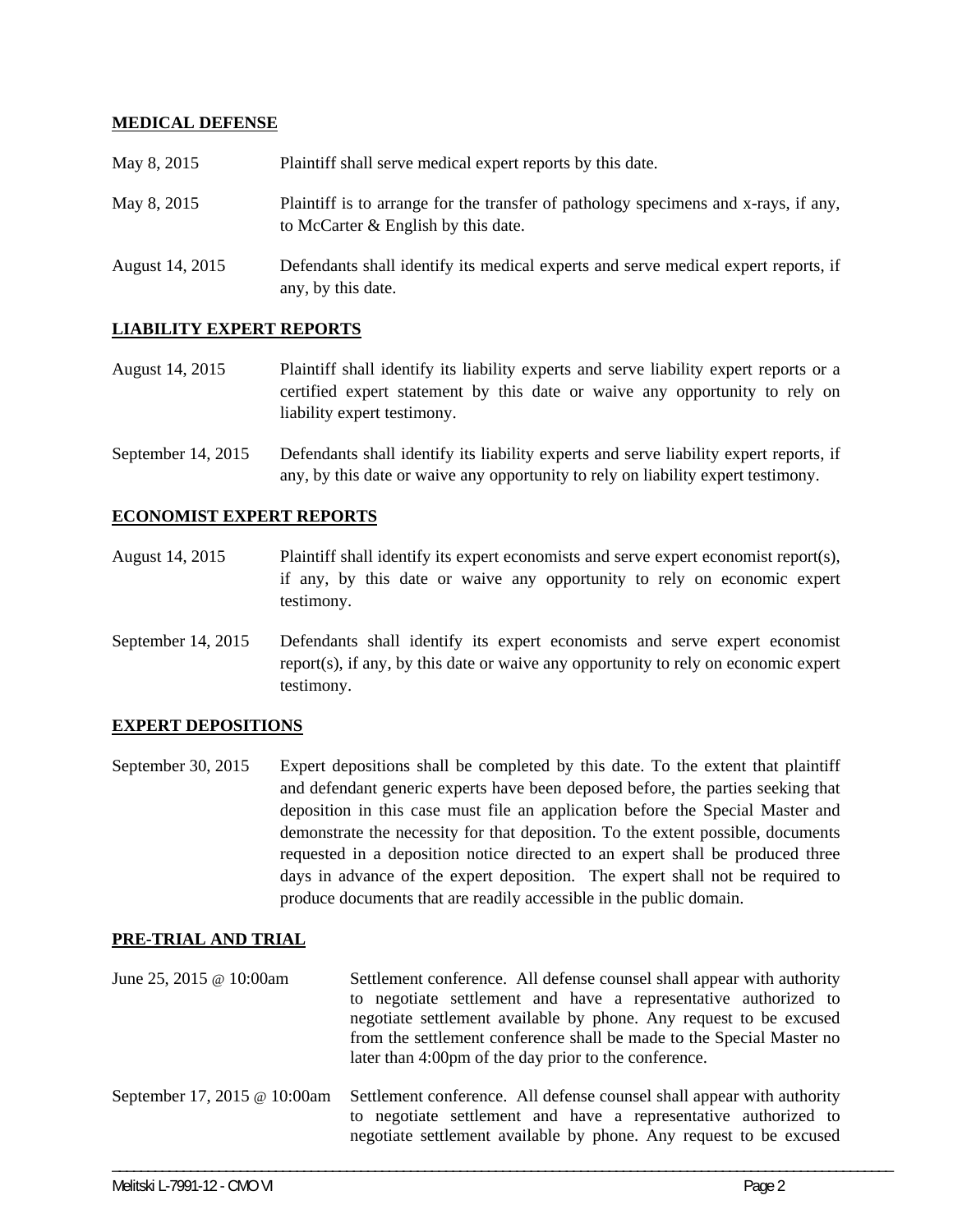**MEDICAL DEFENSE**

| | |
|---|---|
| May 8, 2015 | Plaintiff shall serve medical expert reports by this date. |
| May 8, 2015 | Plaintiff is to arrange for the transfer of pathology specimens and x-rays, if any, to McCarter & English by this date. |
| August 14, 2015 | Defendants shall identify its medical experts and serve medical expert reports, if any, by this date. |

**LIABILITY EXPERT REPORTS**

| | |
|---|---|
| August 14, 2015 | Plaintiff shall identify its liability experts and serve liability expert reports or a certified expert statement by this date or waive any opportunity to rely on liability expert testimony. |
| September 14, 2015 | Defendants shall identify its liability experts and serve liability expert reports, if any, by this date or waive any opportunity to rely on liability expert testimony. |

**ECONOMIST EXPERT REPORTS**

| | |
|---|---|
| August 14, 2015 | Plaintiff shall identify its expert economists and serve expert economist report(s), if any, by this date or waive any opportunity to rely on economic expert testimony. |
| September 14, 2015 | Defendants shall identify its expert economists and serve expert economist report(s), if any, by this date or waive any opportunity to rely on economic expert testimony. |

**EXPERT DEPOSITIONS**

| | |
|---|---|
| September 30, 2015 | Expert depositions shall be completed by this date. To the extent that plaintiff and defendant generic experts have been deposed before, the parties seeking that deposition in this case must file an application before the Special Master and demonstrate the necessity for that deposition. To the extent possible, documents requested in a deposition notice directed to an expert shall be produced three days in advance of the expert deposition. The expert shall not be required to produce documents that are readily accessible in the public domain. |

**PRE-TRIAL AND TRIAL**

| | |
|---|---|
| June 25, 2015 @ 10:00am | Settlement conference. All defense counsel shall appear with authority to negotiate settlement and have a representative authorized to negotiate settlement available by phone. Any request to be excused from the settlement conference shall be made to the Special Master no later than 4:00pm of the day prior to the conference. |
| September 17, 2015 @ 10:00am | Settlement conference. All defense counsel shall appear with authority to negotiate settlement and have a representative authorized to negotiate settlement available by phone. Any request to be excused |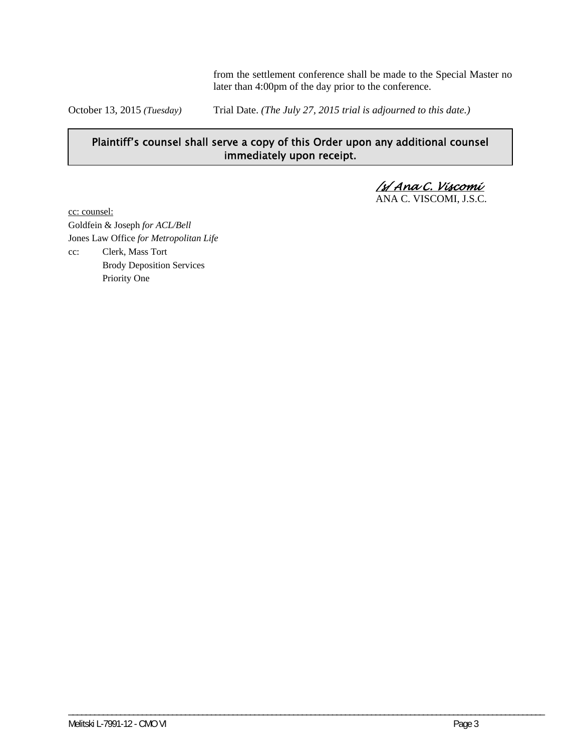from the settlement conference shall be made to the Special Master no later than 4:00pm of the day prior to the conference.

October 13, 2015 *(Tuesday)* Trial Date. *(The July 27, 2015 trial is adjourned to this date.)*

**Plaintiff's counsel shall serve a copy of this Order upon any additional counsel immediately upon receipt.**

*/s/ Ana C. Viscomi*
ANA C. VISCOMI, J.S.C.

cc: counsel:
Goldfein & Joseph *for ACL/Bell*
Jones Law Office *for Metropolitan Life*
cc: Clerk, Mass Tort
Brody Deposition Services
Priority One